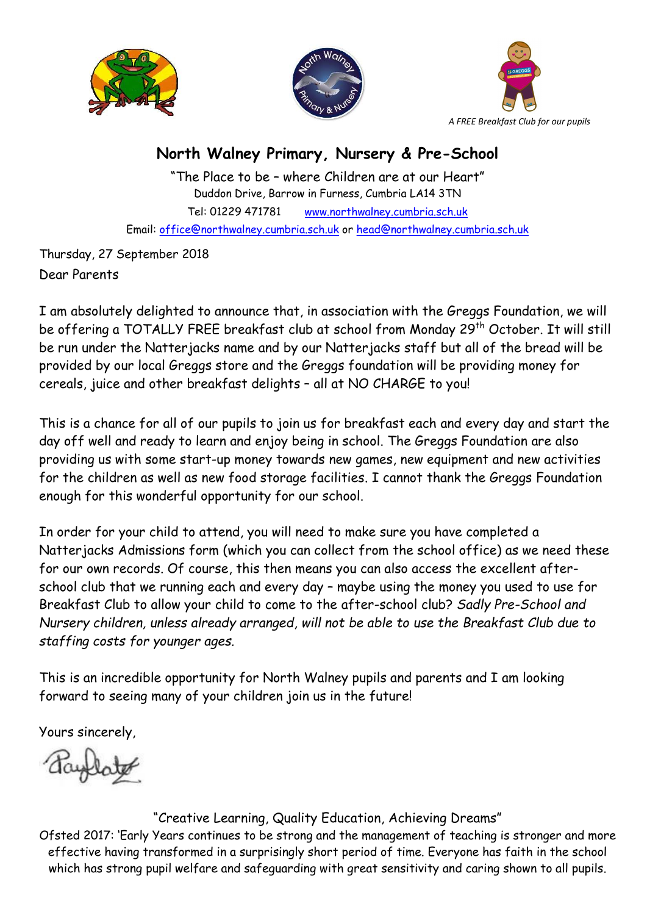*A FREE Breakfast Club for our pupils*

# North Walney Primary, Nursery & Pre-School

"The Place to be – where Children are at our Heart"
Duddon Drive, Barrow in Furness, Cumbria LA14 3TN
Tel: 01229 471781 www.northwalney.cumbria.sch.uk
Email: office@northwalney.cumbria.sch.uk or head@northwalney.cumbria.sch.uk

Thursday, 27 September 2018
Dear Parents

I am absolutely delighted to announce that, in association with the Greggs Foundation, we will be offering a TOTALLY FREE breakfast club at school from Monday 29th October. It will still be run under the Natterjacks name and by our Natterjacks staff but all of the bread will be provided by our local Greggs store and the Greggs foundation will be providing money for cereals, juice and other breakfast delights – all at NO CHARGE to you!

This is a chance for all of our pupils to join us for breakfast each and every day and start the day off well and ready to learn and enjoy being in school. The Greggs Foundation are also providing us with some start-up money towards new games, new equipment and new activities for the children as well as new food storage facilities. I cannot thank the Greggs Foundation enough for this wonderful opportunity for our school.

In order for your child to attend, you will need to make sure you have completed a Natterjacks Admissions form (which you can collect from the school office) as we need these for our own records. Of course, this then means you can also access the excellent after-school club that we running each and every day – maybe using the money you used to use for Breakfast Club to allow your child to come to the after-school club? *Sadly Pre-School and Nursery children, unless already arranged, will not be able to use the Breakfast Club due to staffing costs for younger ages.*

This is an incredible opportunity for North Walney pupils and parents and I am looking forward to seeing many of your children join us in the future!

Yours sincerely,

"Creative Learning, Quality Education, Achieving Dreams"
Ofsted 2017: 'Early Years continues to be strong and the management of teaching is stronger and more effective having transformed in a surprisingly short period of time. Everyone has faith in the school which has strong pupil welfare and safeguarding with great sensitivity and caring shown to all pupils.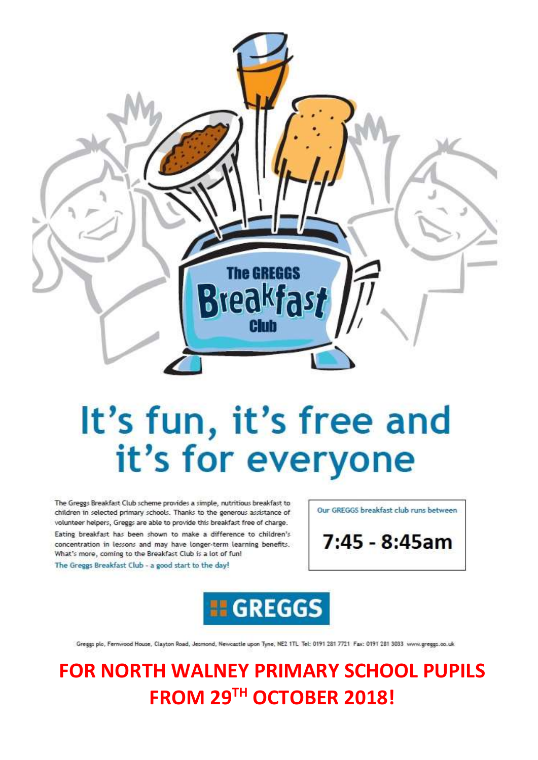# It's fun, it's free and it's for everyone

The Greggs Breakfast Club scheme provides a simple, nutritious breakfast to children in selected primary schools. Thanks to the generous assistance of volunteer helpers, Greggs are able to provide this breakfast free of charge.

Eating breakfast has been shown to make a difference to children's concentration in lessons and may have longer-term learning benefits. What's more, coming to the Breakfast Club is a lot of fun!

The Greggs Breakfast Club - a good start to the day!

Our GREGGS breakfast club runs between

**7:45 - 8:45am**

GREGGS

Greggs plc, Fernwood House, Clayton Road, Jesmond, Newcastle upon Tyne, NE2 1TL Tel: 0191 281 7721 Fax: 0191 281 3033 www.greggs.co.uk

**FOR NORTH WALNEY PRIMARY SCHOOL PUPILS FROM 29TH OCTOBER 2018!**